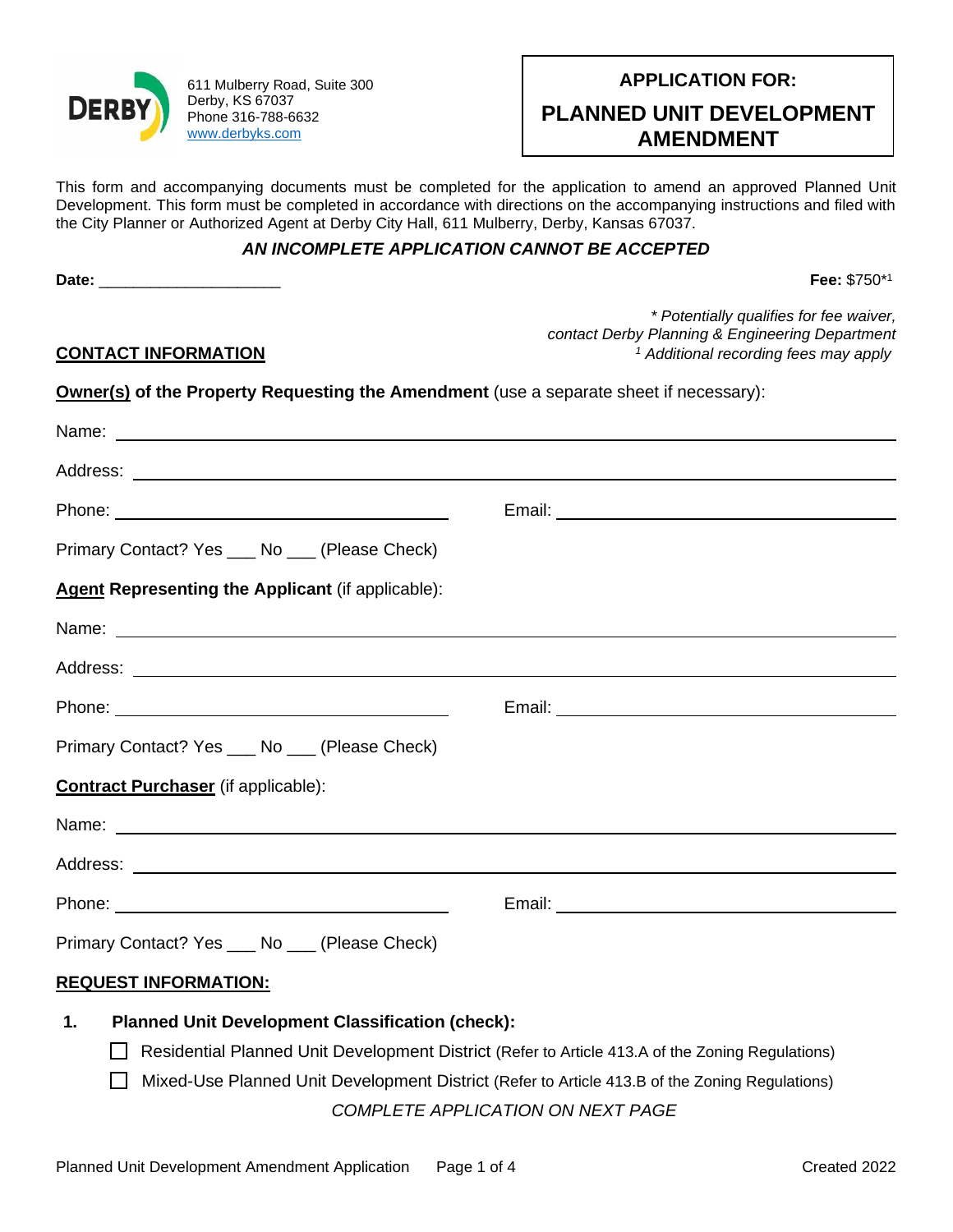611 Mulberry Road, Suite 300
Derby, KS 67037
Phone 316-788-6632
www.derbyks.com

# APPLICATION FOR:

# PLANNED UNIT DEVELOPMENT AMENDMENT

This form and accompanying documents must be completed for the application to amend an approved Planned Unit Development. This form must be completed in accordance with directions on the accompanying instructions and filed with the City Planner or Authorized Agent at Derby City Hall, 611 Mulberry, Derby, Kansas 67037.

***AN INCOMPLETE APPLICATION CANNOT BE ACCEPTED***

**Date:** ____________________

**Fee:** $750*[1]

*\* Potentially qualifies for fee waiver, contact Derby Planning & Engineering Department*
*[1] Additional recording fees may apply*

## CONTACT INFORMATION

**Owner(s) of the Property Requesting the Amendment** (use a separate sheet if necessary):

Name: ____________________

Address: ____________________

Phone: ____________________ Email: ____________________

Primary Contact? Yes ___ No ___ (Please Check)

**Agent Representing the Applicant** (if applicable):

Name: ____________________

Address: ____________________

Phone: ____________________ Email: ____________________

Primary Contact? Yes ___ No ___ (Please Check)

**Contract Purchaser** (if applicable):

Name: ____________________

Address: ____________________

Phone: ____________________ Email: ____________________

Primary Contact? Yes ___ No ___ (Please Check)

## REQUEST INFORMATION:

1. **Planned Unit Development Classification (check):**
   - ☐ Residential Planned Unit Development District (Refer to Article 413.A of the Zoning Regulations)
   - ☐ Mixed-Use Planned Unit Development District (Refer to Article 413.B of the Zoning Regulations)

*COMPLETE APPLICATION ON NEXT PAGE*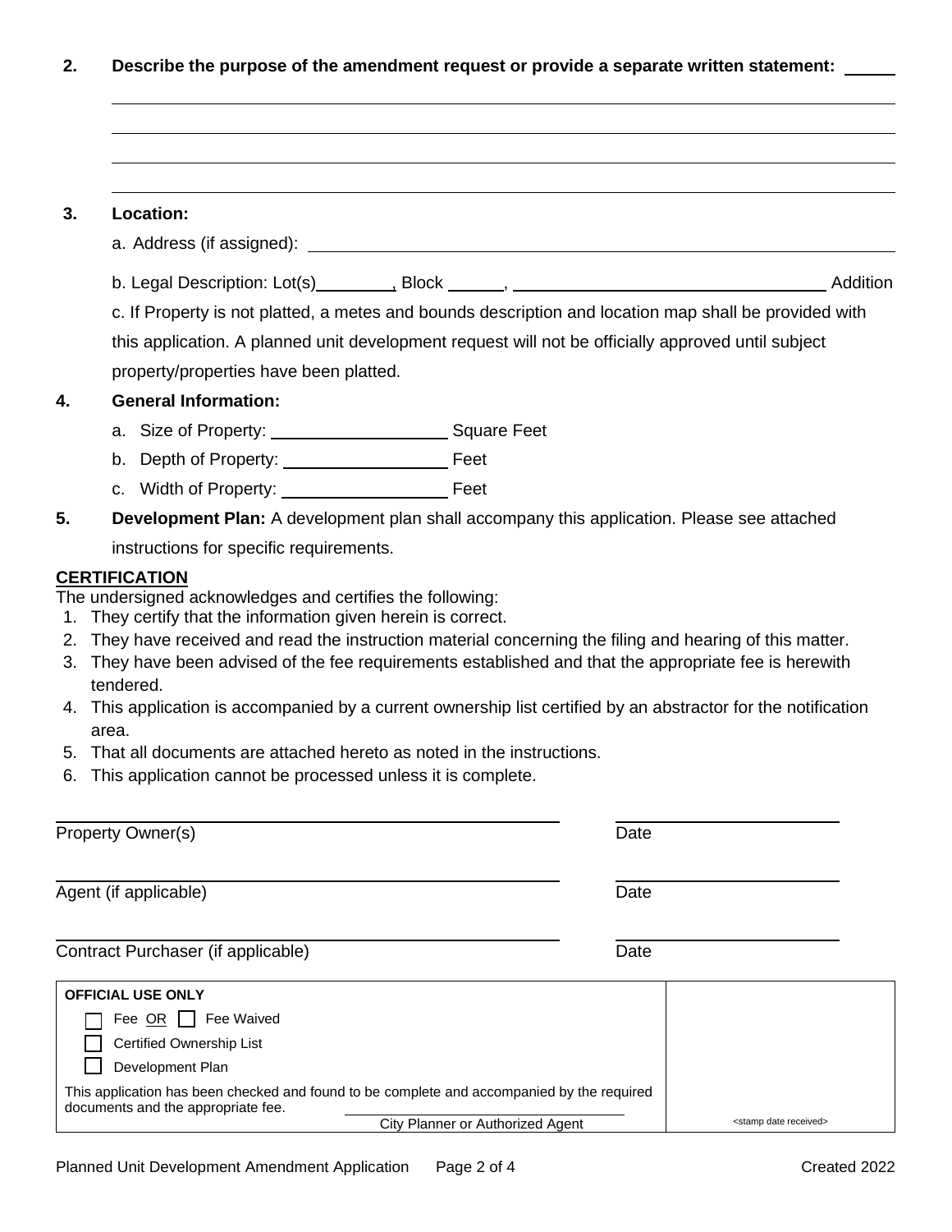2. **Describe the purpose of the amendment request or provide a separate written statement:** _____

_______________________________________________________________________________

_______________________________________________________________________________

_______________________________________________________________________________

_______________________________________________________________________________

3. **Location:**

   a. Address (if assigned): _______________________________________________

   b. Legal Description: Lot(s)________, Block ______, __________________________ Addition

   c. If Property is not platted, a metes and bounds description and location map shall be provided with this application. A planned unit development request will not be officially approved until subject property/properties have been platted.

4. **General Information:**

   a. Size of Property: __________________ Square Feet

   b. Depth of Property: _________________ Feet

   c. Width of Property: _________________ Feet

5. **Development Plan:** A development plan shall accompany this application. Please see attached instructions for specific requirements.

**CERTIFICATION**

The undersigned acknowledges and certifies the following:

1. They certify that the information given herein is correct.
2. They have received and read the instruction material concerning the filing and hearing of this matter.
3. They have been advised of the fee requirements established and that the appropriate fee is herewith tendered.
4. This application is accompanied by a current ownership list certified by an abstractor for the notification area.
5. That all documents are attached hereto as noted in the instructions.
6. This application cannot be processed unless it is complete.

| | |
|---|---|
| ______________________________ | ______________ |
| Property Owner(s) | Date |
| ______________________________ | ______________ |
| Agent (if applicable) | Date |
| ______________________________ | ______________ |
| Contract Purchaser (if applicable) | Date |

| **OFFICIAL USE ONLY** | |
|---|---|
| ☐ Fee OR ☐ Fee Waived<br>☐ Certified Ownership List<br>☐ Development Plan<br>This application has been checked and found to be complete and accompanied by the required documents and the appropriate fee.<br>______________________________<br>City Planner or Authorized Agent | <stamp date received> |

Planned Unit Development Amendment Application Created 2022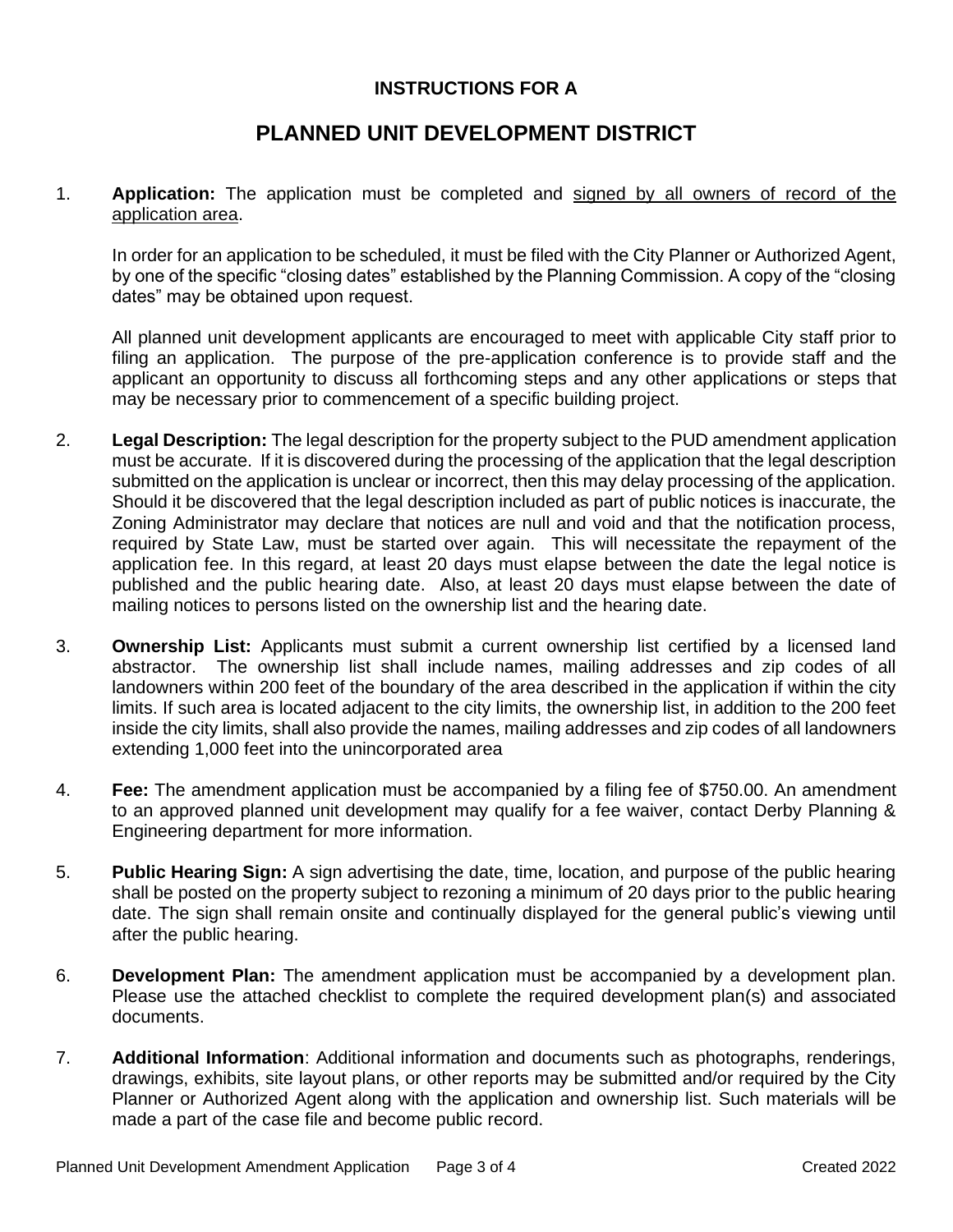### INSTRUCTIONS FOR A

## PLANNED UNIT DEVELOPMENT DISTRICT

1. **Application:** The application must be completed and <u>signed by all owners of record of the application area</u>.

   In order for an application to be scheduled, it must be filed with the City Planner or Authorized Agent, by one of the specific "closing dates" established by the Planning Commission. A copy of the "closing dates" may be obtained upon request.

   All planned unit development applicants are encouraged to meet with applicable City staff prior to filing an application. The purpose of the pre-application conference is to provide staff and the applicant an opportunity to discuss all forthcoming steps and any other applications or steps that may be necessary prior to commencement of a specific building project.

2. **Legal Description:** The legal description for the property subject to the PUD amendment application must be accurate. If it is discovered during the processing of the application that the legal description submitted on the application is unclear or incorrect, then this may delay processing of the application. Should it be discovered that the legal description included as part of public notices is inaccurate, the Zoning Administrator may declare that notices are null and void and that the notification process, required by State Law, must be started over again. This will necessitate the repayment of the application fee. In this regard, at least 20 days must elapse between the date the legal notice is published and the public hearing date. Also, at least 20 days must elapse between the date of mailing notices to persons listed on the ownership list and the hearing date.

3. **Ownership List:** Applicants must submit a current ownership list certified by a licensed land abstractor. The ownership list shall include names, mailing addresses and zip codes of all landowners within 200 feet of the boundary of the area described in the application if within the city limits. If such area is located adjacent to the city limits, the ownership list, in addition to the 200 feet inside the city limits, shall also provide the names, mailing addresses and zip codes of all landowners extending 1,000 feet into the unincorporated area

4. **Fee:** The amendment application must be accompanied by a filing fee of $750.00. An amendment to an approved planned unit development may qualify for a fee waiver, contact Derby Planning & Engineering department for more information.

5. **Public Hearing Sign:** A sign advertising the date, time, location, and purpose of the public hearing shall be posted on the property subject to rezoning a minimum of 20 days prior to the public hearing date. The sign shall remain onsite and continually displayed for the general public's viewing until after the public hearing.

6. **Development Plan:** The amendment application must be accompanied by a development plan. Please use the attached checklist to complete the required development plan(s) and associated documents.

7. **Additional Information**: Additional information and documents such as photographs, renderings, drawings, exhibits, site layout plans, or other reports may be submitted and/or required by the City Planner or Authorized Agent along with the application and ownership list. Such materials will be made a part of the case file and become public record.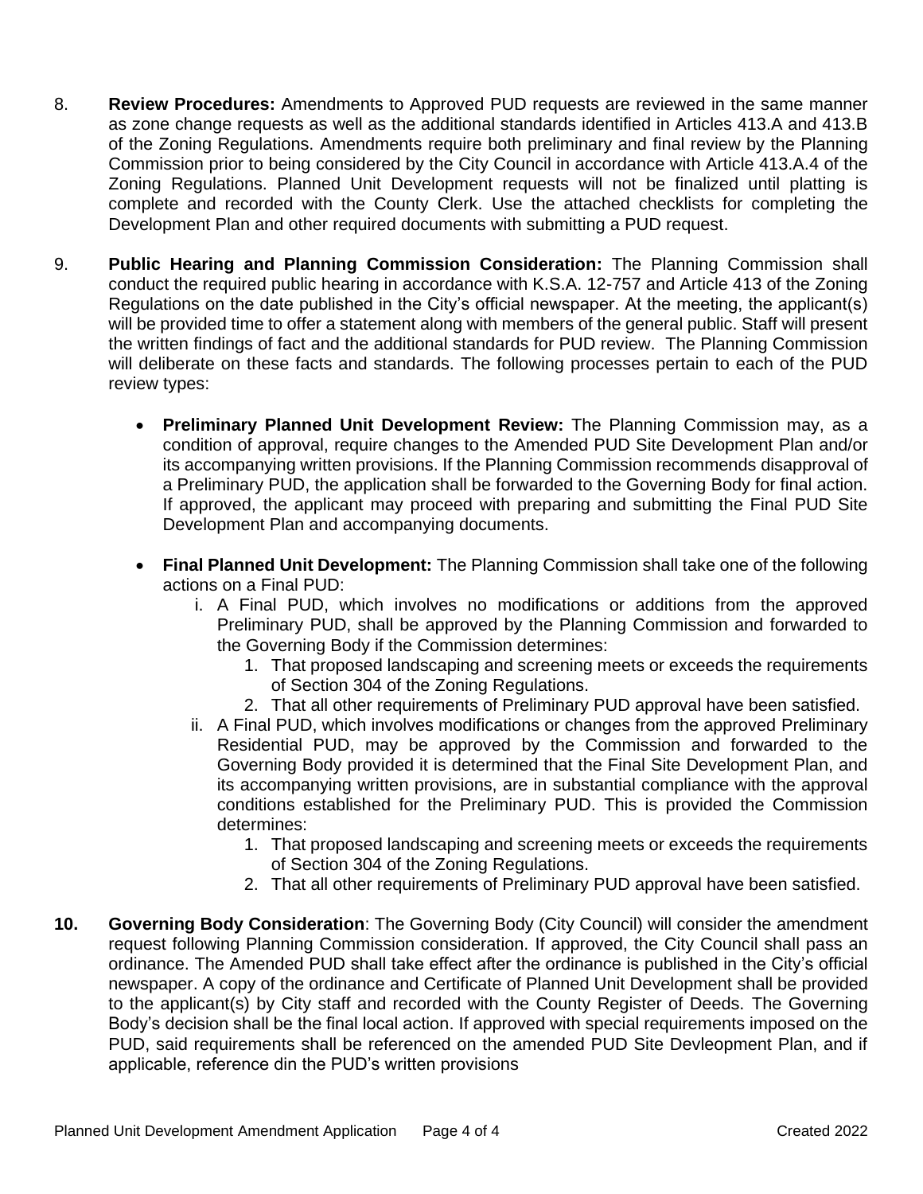8. **Review Procedures:** Amendments to Approved PUD requests are reviewed in the same manner as zone change requests as well as the additional standards identified in Articles 413.A and 413.B of the Zoning Regulations. Amendments require both preliminary and final review by the Planning Commission prior to being considered by the City Council in accordance with Article 413.A.4 of the Zoning Regulations. Planned Unit Development requests will not be finalized until platting is complete and recorded with the County Clerk. Use the attached checklists for completing the Development Plan and other required documents with submitting a PUD request.

9. **Public Hearing and Planning Commission Consideration:** The Planning Commission shall conduct the required public hearing in accordance with K.S.A. 12-757 and Article 413 of the Zoning Regulations on the date published in the City's official newspaper. At the meeting, the applicant(s) will be provided time to offer a statement along with members of the general public. Staff will present the written findings of fact and the additional standards for PUD review. The Planning Commission will deliberate on these facts and standards. The following processes pertain to each of the PUD review types:

   - **Preliminary Planned Unit Development Review:** The Planning Commission may, as a condition of approval, require changes to the Amended PUD Site Development Plan and/or its accompanying written provisions. If the Planning Commission recommends disapproval of a Preliminary PUD, the application shall be forwarded to the Governing Body for final action. If approved, the applicant may proceed with preparing and submitting the Final PUD Site Development Plan and accompanying documents.

   - **Final Planned Unit Development:** The Planning Commission shall take one of the following actions on a Final PUD:
     i. A Final PUD, which involves no modifications or additions from the approved Preliminary PUD, shall be approved by the Planning Commission and forwarded to the Governing Body if the Commission determines:
        1. That proposed landscaping and screening meets or exceeds the requirements of Section 304 of the Zoning Regulations.
        2. That all other requirements of Preliminary PUD approval have been satisfied.

     ii. A Final PUD, which involves modifications or changes from the approved Preliminary Residential PUD, may be approved by the Commission and forwarded to the Governing Body provided it is determined that the Final Site Development Plan, and its accompanying written provisions, are in substantial compliance with the approval conditions established for the Preliminary PUD. This is provided the Commission determines:
        1. That proposed landscaping and screening meets or exceeds the requirements of Section 304 of the Zoning Regulations.
        2. That all other requirements of Preliminary PUD approval have been satisfied.

10. **Governing Body Consideration**: The Governing Body (City Council) will consider the amendment request following Planning Commission consideration. If approved, the City Council shall pass an ordinance. The Amended PUD shall take effect after the ordinance is published in the City's official newspaper. A copy of the ordinance and Certificate of Planned Unit Development shall be provided to the applicant(s) by City staff and recorded with the County Register of Deeds. The Governing Body's decision shall be the final local action. If approved with special requirements imposed on the PUD, said requirements shall be referenced on the amended PUD Site Devleopment Plan, and if applicable, reference din the PUD's written provisions